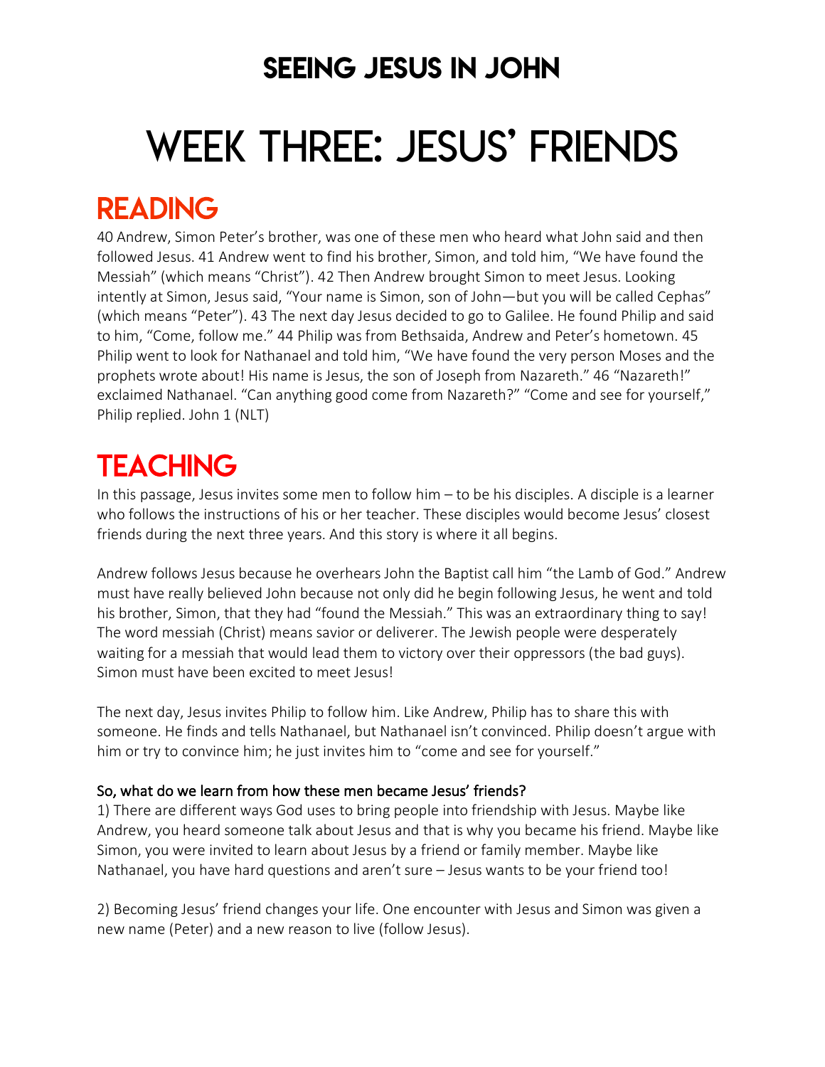# SEEING JESUS IN JOHN

# WEEK THREE: JESUS' FRIENDS

## READING

40 Andrew, Simon Peter's brother, was one of these men who heard what John said and then followed Jesus. 41 Andrew went to find his brother, Simon, and told him, "We have found the Messiah" (which means "Christ"). 42 Then Andrew brought Simon to meet Jesus. Looking intently at Simon, Jesus said, "Your name is Simon, son of John—but you will be called Cephas" (which means "Peter"). 43 The next day Jesus decided to go to Galilee. He found Philip and said to him, "Come, follow me." 44 Philip was from Bethsaida, Andrew and Peter's hometown. 45 Philip went to look for Nathanael and told him, "We have found the very person Moses and the prophets wrote about! His name is Jesus, the son of Joseph from Nazareth." 46 "Nazareth!" exclaimed Nathanael. "Can anything good come from Nazareth?" "Come and see for yourself," Philip replied. John 1 (NLT)

## TEACHING

In this passage, Jesus invites some men to follow him – to be his disciples. A disciple is a learner who follows the instructions of his or her teacher. These disciples would become Jesus' closest friends during the next three years. And this story is where it all begins.

Andrew follows Jesus because he overhears John the Baptist call him "the Lamb of God." Andrew must have really believed John because not only did he begin following Jesus, he went and told his brother, Simon, that they had "found the Messiah." This was an extraordinary thing to say! The word messiah (Christ) means savior or deliverer. The Jewish people were desperately waiting for a messiah that would lead them to victory over their oppressors (the bad guys). Simon must have been excited to meet Jesus!

The next day, Jesus invites Philip to follow him. Like Andrew, Philip has to share this with someone. He finds and tells Nathanael, but Nathanael isn't convinced. Philip doesn't argue with him or try to convince him; he just invites him to "come and see for yourself."

### So, what do we learn from how these men became Jesus' friends?

1) There are different ways God uses to bring people into friendship with Jesus. Maybe like Andrew, you heard someone talk about Jesus and that is why you became his friend. Maybe like Simon, you were invited to learn about Jesus by a friend or family member. Maybe like Nathanael, you have hard questions and aren't sure – Jesus wants to be your friend too!

2) Becoming Jesus' friend changes your life. One encounter with Jesus and Simon was given a new name (Peter) and a new reason to live (follow Jesus).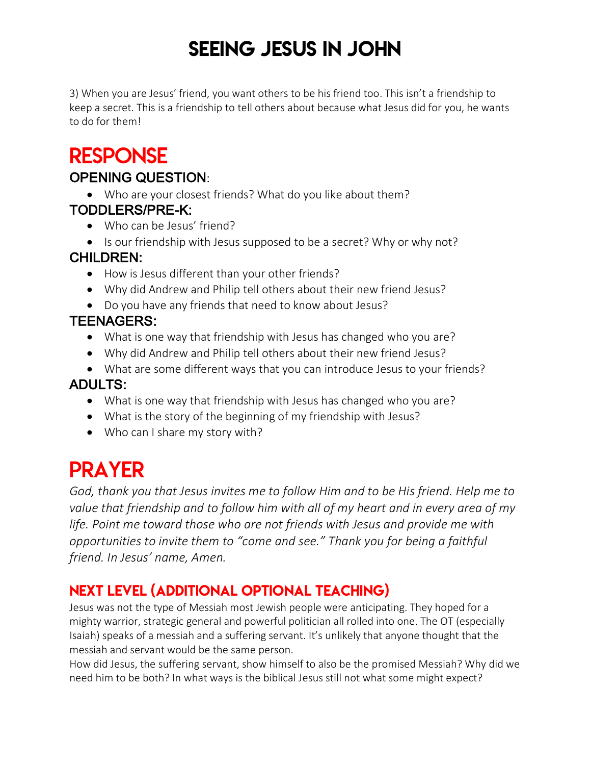# SEEING JESUS IN JOHN

3) When you are Jesus' friend, you want others to be his friend too. This isn't a friendship to keep a secret. This is a friendship to tell others about because what Jesus did for you, he wants to do for them!

# RESPONSE

### OPENING QUESTION:

- Who are your closest friends? What do you like about them?

### TODDLERS/PRE-K:

- Who can be Jesus' friend?
- Is our friendship with Jesus supposed to be a secret? Why or why not?

### CHILDREN:

- How is Jesus different than your other friends?
- Why did Andrew and Philip tell others about their new friend Jesus?
- Do you have any friends that need to know about Jesus?

### TEENAGERS:

- What is one way that friendship with Jesus has changed who you are?
- Why did Andrew and Philip tell others about their new friend Jesus?
- What are some different ways that you can introduce Jesus to your friends?

### ADULTS:

- What is one way that friendship with Jesus has changed who you are?
- What is the story of the beginning of my friendship with Jesus?
- Who can I share my story with?

# PRAYER

*God, thank you that Jesus invites me to follow Him and to be His friend. Help me to value that friendship and to follow him with all of my heart and in every area of my life. Point me toward those who are not friends with Jesus and provide me with opportunities to invite them to "come and see." Thank you for being a faithful friend. In Jesus' name, Amen.*

## NEXT LEVEL (ADDITIONAL OPTIONAL TEACHING)

Jesus was not the type of Messiah most Jewish people were anticipating. They hoped for a mighty warrior, strategic general and powerful politician all rolled into one. The OT (especially Isaiah) speaks of a messiah and a suffering servant. It's unlikely that anyone thought that the messiah and servant would be the same person.

How did Jesus, the suffering servant, show himself to also be the promised Messiah? Why did we need him to be both? In what ways is the biblical Jesus still not what some might expect?